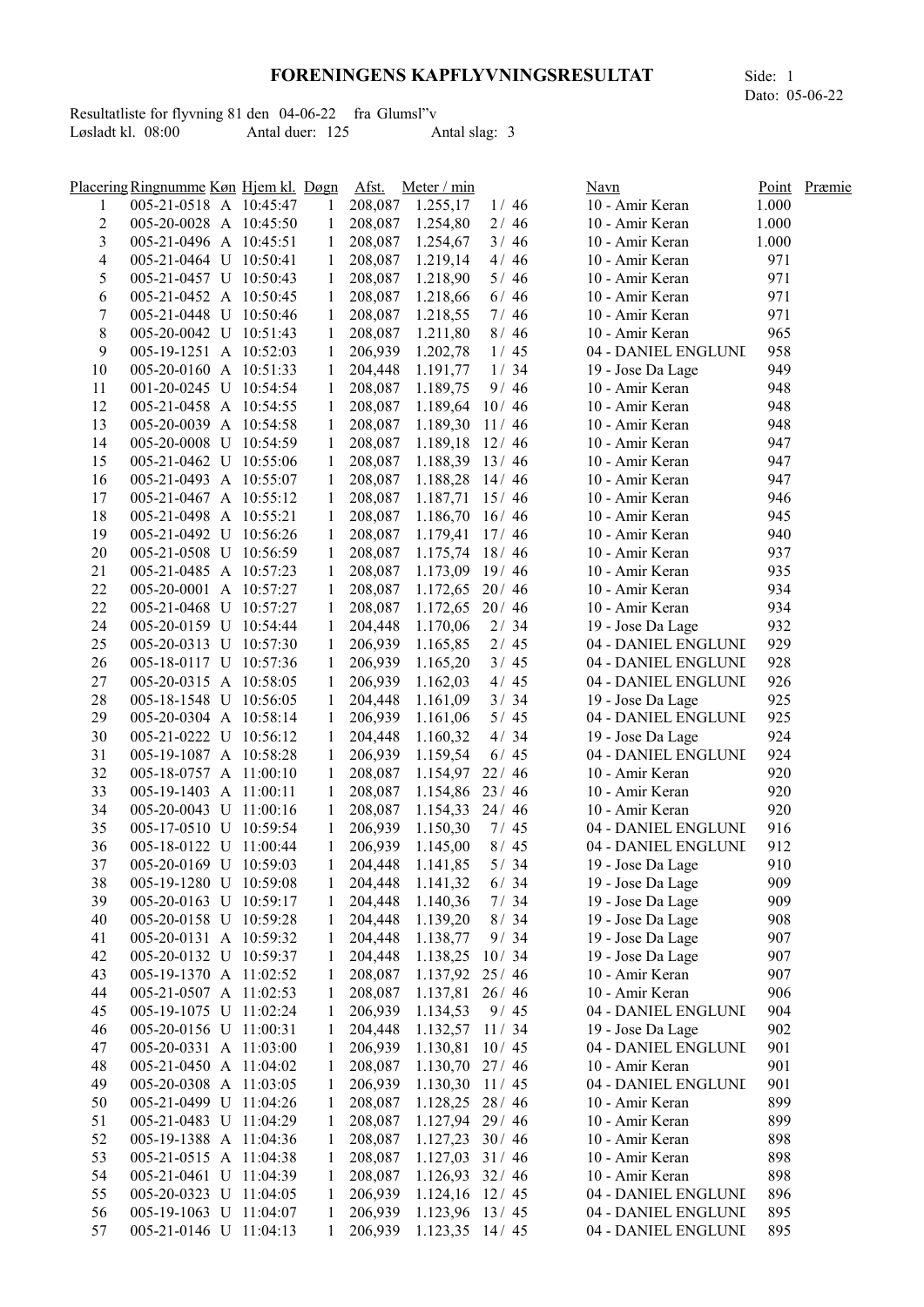# FORENINGENS KAPFLYVNINGSRESULTAT

Dato: 05-06-22

Resultatliste for flyvning 81 den 04-06-22 fra Glumsl"v
Løsladt kl. 08:00 Antal duer: 125 Antal slag: 3

| Placering | Ringnumme | Køn | Hjem kl. | Døgn | Afst. | Meter / min | | Navn | Point | Præmie |
|---|---|---|---|---|---|---|---|---|---|---|
| 1 | 005-21-0518 | A | 10:45:47 | 1 | 208,087 | 1.255,17 | 1 / 46 | 10 - Amir Keran | 1.000 | |
| 2 | 005-20-0028 | A | 10:45:50 | 1 | 208,087 | 1.254,80 | 2 / 46 | 10 - Amir Keran | 1.000 | |
| 3 | 005-21-0496 | A | 10:45:51 | 1 | 208,087 | 1.254,67 | 3 / 46 | 10 - Amir Keran | 1.000 | |
| 4 | 005-21-0464 | U | 10:50:41 | 1 | 208,087 | 1.219,14 | 4 / 46 | 10 - Amir Keran | 971 | |
| 5 | 005-21-0457 | U | 10:50:43 | 1 | 208,087 | 1.218,90 | 5 / 46 | 10 - Amir Keran | 971 | |
| 6 | 005-21-0452 | A | 10:50:45 | 1 | 208,087 | 1.218,66 | 6 / 46 | 10 - Amir Keran | 971 | |
| 7 | 005-21-0448 | U | 10:50:46 | 1 | 208,087 | 1.218,55 | 7 / 46 | 10 - Amir Keran | 971 | |
| 8 | 005-20-0042 | U | 10:51:43 | 1 | 208,087 | 1.211,80 | 8 / 46 | 10 - Amir Keran | 965 | |
| 9 | 005-19-1251 | A | 10:52:03 | 1 | 206,939 | 1.202,78 | 1 / 45 | 04 - DANIEL ENGLUNI | 958 | |
| 10 | 005-20-0160 | A | 10:51:33 | 1 | 204,448 | 1.191,77 | 1 / 34 | 19 - Jose Da Lage | 949 | |
| 11 | 001-20-0245 | U | 10:54:54 | 1 | 208,087 | 1.189,75 | 9 / 46 | 10 - Amir Keran | 948 | |
| 12 | 005-21-0458 | A | 10:54:55 | 1 | 208,087 | 1.189,64 | 10 / 46 | 10 - Amir Keran | 948 | |
| 13 | 005-20-0039 | A | 10:54:58 | 1 | 208,087 | 1.189,30 | 11 / 46 | 10 - Amir Keran | 948 | |
| 14 | 005-20-0008 | U | 10:54:59 | 1 | 208,087 | 1.189,18 | 12 / 46 | 10 - Amir Keran | 947 | |
| 15 | 005-21-0462 | U | 10:55:06 | 1 | 208,087 | 1.188,39 | 13 / 46 | 10 - Amir Keran | 947 | |
| 16 | 005-21-0493 | A | 10:55:07 | 1 | 208,087 | 1.188,28 | 14 / 46 | 10 - Amir Keran | 947 | |
| 17 | 005-21-0467 | A | 10:55:12 | 1 | 208,087 | 1.187,71 | 15 / 46 | 10 - Amir Keran | 946 | |
| 18 | 005-21-0498 | A | 10:55:21 | 1 | 208,087 | 1.186,70 | 16 / 46 | 10 - Amir Keran | 945 | |
| 19 | 005-21-0492 | U | 10:56:26 | 1 | 208,087 | 1.179,41 | 17 / 46 | 10 - Amir Keran | 940 | |
| 20 | 005-21-0508 | U | 10:56:59 | 1 | 208,087 | 1.175,74 | 18 / 46 | 10 - Amir Keran | 937 | |
| 21 | 005-21-0485 | A | 10:57:23 | 1 | 208,087 | 1.173,09 | 19 / 46 | 10 - Amir Keran | 935 | |
| 22 | 005-20-0001 | A | 10:57:27 | 1 | 208,087 | 1.172,65 | 20 / 46 | 10 - Amir Keran | 934 | |
| 22 | 005-21-0468 | U | 10:57:27 | 1 | 208,087 | 1.172,65 | 20 / 46 | 10 - Amir Keran | 934 | |
| 24 | 005-20-0159 | U | 10:54:44 | 1 | 204,448 | 1.170,06 | 2 / 34 | 19 - Jose Da Lage | 932 | |
| 25 | 005-20-0313 | U | 10:57:30 | 1 | 206,939 | 1.165,85 | 2 / 45 | 04 - DANIEL ENGLUNI | 929 | |
| 26 | 005-18-0117 | U | 10:57:36 | 1 | 206,939 | 1.165,20 | 3 / 45 | 04 - DANIEL ENGLUNI | 928 | |
| 27 | 005-20-0315 | A | 10:58:05 | 1 | 206,939 | 1.162,03 | 4 / 45 | 04 - DANIEL ENGLUNI | 926 | |
| 28 | 005-18-1548 | U | 10:56:05 | 1 | 204,448 | 1.161,09 | 3 / 34 | 19 - Jose Da Lage | 925 | |
| 29 | 005-20-0304 | A | 10:58:14 | 1 | 206,939 | 1.161,06 | 5 / 45 | 04 - DANIEL ENGLUNI | 925 | |
| 30 | 005-21-0222 | U | 10:56:12 | 1 | 204,448 | 1.160,32 | 4 / 34 | 19 - Jose Da Lage | 924 | |
| 31 | 005-19-1087 | A | 10:58:28 | 1 | 206,939 | 1.159,54 | 6 / 45 | 04 - DANIEL ENGLUNI | 924 | |
| 32 | 005-18-0757 | A | 11:00:10 | 1 | 208,087 | 1.154,97 | 22 / 46 | 10 - Amir Keran | 920 | |
| 33 | 005-19-1403 | A | 11:00:11 | 1 | 208,087 | 1.154,86 | 23 / 46 | 10 - Amir Keran | 920 | |
| 34 | 005-20-0043 | U | 11:00:16 | 1 | 208,087 | 1.154,33 | 24 / 46 | 10 - Amir Keran | 920 | |
| 35 | 005-17-0510 | U | 10:59:54 | 1 | 206,939 | 1.150,30 | 7 / 45 | 04 - DANIEL ENGLUNI | 916 | |
| 36 | 005-18-0122 | U | 11:00:44 | 1 | 206,939 | 1.145,00 | 8 / 45 | 04 - DANIEL ENGLUNI | 912 | |
| 37 | 005-20-0169 | U | 10:59:03 | 1 | 204,448 | 1.141,85 | 5 / 34 | 19 - Jose Da Lage | 910 | |
| 38 | 005-19-1280 | U | 10:59:08 | 1 | 204,448 | 1.141,32 | 6 / 34 | 19 - Jose Da Lage | 909 | |
| 39 | 005-20-0163 | U | 10:59:17 | 1 | 204,448 | 1.140,36 | 7 / 34 | 19 - Jose Da Lage | 909 | |
| 40 | 005-20-0158 | U | 10:59:28 | 1 | 204,448 | 1.139,20 | 8 / 34 | 19 - Jose Da Lage | 908 | |
| 41 | 005-20-0131 | A | 10:59:32 | 1 | 204,448 | 1.138,77 | 9 / 34 | 19 - Jose Da Lage | 907 | |
| 42 | 005-20-0132 | U | 10:59:37 | 1 | 204,448 | 1.138,25 | 10 / 34 | 19 - Jose Da Lage | 907 | |
| 43 | 005-19-1370 | A | 11:02:52 | 1 | 208,087 | 1.137,92 | 25 / 46 | 10 - Amir Keran | 907 | |
| 44 | 005-21-0507 | A | 11:02:53 | 1 | 208,087 | 1.137,81 | 26 / 46 | 10 - Amir Keran | 906 | |
| 45 | 005-19-1075 | U | 11:02:24 | 1 | 206,939 | 1.134,53 | 9 / 45 | 04 - DANIEL ENGLUNI | 904 | |
| 46 | 005-20-0156 | U | 11:00:31 | 1 | 204,448 | 1.132,57 | 11 / 34 | 19 - Jose Da Lage | 902 | |
| 47 | 005-20-0331 | A | 11:03:00 | 1 | 206,939 | 1.130,81 | 10 / 45 | 04 - DANIEL ENGLUNI | 901 | |
| 48 | 005-21-0450 | A | 11:04:02 | 1 | 208,087 | 1.130,70 | 27 / 46 | 10 - Amir Keran | 901 | |
| 49 | 005-20-0308 | A | 11:03:05 | 1 | 206,939 | 1.130,30 | 11 / 45 | 04 - DANIEL ENGLUNI | 901 | |
| 50 | 005-21-0499 | U | 11:04:26 | 1 | 208,087 | 1.128,25 | 28 / 46 | 10 - Amir Keran | 899 | |
| 51 | 005-21-0483 | U | 11:04:29 | 1 | 208,087 | 1.127,94 | 29 / 46 | 10 - Amir Keran | 899 | |
| 52 | 005-19-1388 | A | 11:04:36 | 1 | 208,087 | 1.127,23 | 30 / 46 | 10 - Amir Keran | 898 | |
| 53 | 005-21-0515 | A | 11:04:38 | 1 | 208,087 | 1.127,03 | 31 / 46 | 10 - Amir Keran | 898 | |
| 54 | 005-21-0461 | U | 11:04:39 | 1 | 208,087 | 1.126,93 | 32 / 46 | 10 - Amir Keran | 898 | |
| 55 | 005-20-0323 | U | 11:04:05 | 1 | 206,939 | 1.124,16 | 12 / 45 | 04 - DANIEL ENGLUNI | 896 | |
| 56 | 005-19-1063 | U | 11:04:07 | 1 | 206,939 | 1.123,96 | 13 / 45 | 04 - DANIEL ENGLUNI | 895 | |
| 57 | 005-21-0146 | U | 11:04:13 | 1 | 206,939 | 1.123,35 | 14 / 45 | 04 - DANIEL ENGLUNI | 895 | |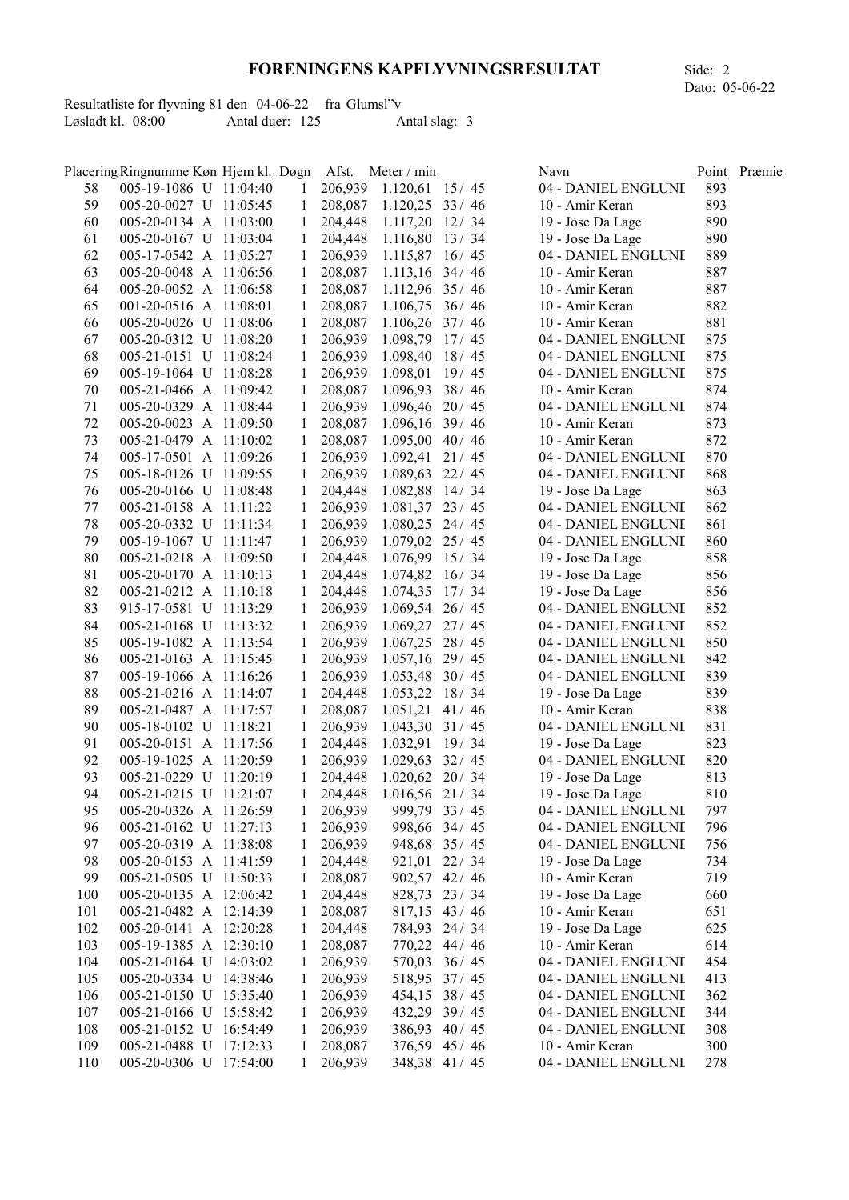# FORENINGENS KAPFLYVNINGSRESULTAT

Side: 2
Dato: 05-06-22

Resultatliste for flyvning 81 den 04-06-22 fra Glumsl"v
Løsladt kl. 08:00 Antal duer: 125 Antal slag: 3

| Placering | Ringnumme | Køn | Hjem kl. | Døgn | Afst. | Meter / min | | Navn | Point | Præmie |
|---|---|---|---|---|---|---|---|---|---|---|
| 58 | 005-19-1086 | U | 11:04:40 | 1 | 206,939 | 1.120,61 | 15/ 45 | 04 - DANIEL ENGLUNI | 893 | |
| 59 | 005-20-0027 | U | 11:05:45 | 1 | 208,087 | 1.120,25 | 33/ 46 | 10 - Amir Keran | 893 | |
| 60 | 005-20-0134 | A | 11:03:00 | 1 | 204,448 | 1.117,20 | 12/ 34 | 19 - Jose Da Lage | 890 | |
| 61 | 005-20-0167 | U | 11:03:04 | 1 | 204,448 | 1.116,80 | 13/ 34 | 19 - Jose Da Lage | 890 | |
| 62 | 005-17-0542 | A | 11:05:27 | 1 | 206,939 | 1.115,87 | 16/ 45 | 04 - DANIEL ENGLUNI | 889 | |
| 63 | 005-20-0048 | A | 11:06:56 | 1 | 208,087 | 1.113,16 | 34/ 46 | 10 - Amir Keran | 887 | |
| 64 | 005-20-0052 | A | 11:06:58 | 1 | 208,087 | 1.112,96 | 35/ 46 | 10 - Amir Keran | 887 | |
| 65 | 001-20-0516 | A | 11:08:01 | 1 | 208,087 | 1.106,75 | 36/ 46 | 10 - Amir Keran | 882 | |
| 66 | 005-20-0026 | U | 11:08:06 | 1 | 208,087 | 1.106,26 | 37/ 46 | 10 - Amir Keran | 881 | |
| 67 | 005-20-0312 | U | 11:08:20 | 1 | 206,939 | 1.098,79 | 17/ 45 | 04 - DANIEL ENGLUNI | 875 | |
| 68 | 005-21-0151 | U | 11:08:24 | 1 | 206,939 | 1.098,40 | 18/ 45 | 04 - DANIEL ENGLUNI | 875 | |
| 69 | 005-19-1064 | U | 11:08:28 | 1 | 206,939 | 1.098,01 | 19/ 45 | 04 - DANIEL ENGLUNI | 875 | |
| 70 | 005-21-0466 | A | 11:09:42 | 1 | 208,087 | 1.096,93 | 38/ 46 | 10 - Amir Keran | 874 | |
| 71 | 005-20-0329 | A | 11:08:44 | 1 | 206,939 | 1.096,46 | 20/ 45 | 04 - DANIEL ENGLUNI | 874 | |
| 72 | 005-20-0023 | A | 11:09:50 | 1 | 208,087 | 1.096,16 | 39/ 46 | 10 - Amir Keran | 873 | |
| 73 | 005-21-0479 | A | 11:10:02 | 1 | 208,087 | 1.095,00 | 40/ 46 | 10 - Amir Keran | 872 | |
| 74 | 005-17-0501 | A | 11:09:26 | 1 | 206,939 | 1.092,41 | 21/ 45 | 04 - DANIEL ENGLUNI | 870 | |
| 75 | 005-18-0126 | U | 11:09:55 | 1 | 206,939 | 1.089,63 | 22/ 45 | 04 - DANIEL ENGLUNI | 868 | |
| 76 | 005-20-0166 | U | 11:08:48 | 1 | 204,448 | 1.082,88 | 14/ 34 | 19 - Jose Da Lage | 863 | |
| 77 | 005-21-0158 | A | 11:11:22 | 1 | 206,939 | 1.081,37 | 23/ 45 | 04 - DANIEL ENGLUNI | 862 | |
| 78 | 005-20-0332 | U | 11:11:34 | 1 | 206,939 | 1.080,25 | 24/ 45 | 04 - DANIEL ENGLUNI | 861 | |
| 79 | 005-19-1067 | U | 11:11:47 | 1 | 206,939 | 1.079,02 | 25/ 45 | 04 - DANIEL ENGLUNI | 860 | |
| 80 | 005-21-0218 | A | 11:09:50 | 1 | 204,448 | 1.076,99 | 15/ 34 | 19 - Jose Da Lage | 858 | |
| 81 | 005-20-0170 | A | 11:10:13 | 1 | 204,448 | 1.074,82 | 16/ 34 | 19 - Jose Da Lage | 856 | |
| 82 | 005-21-0212 | A | 11:10:18 | 1 | 204,448 | 1.074,35 | 17/ 34 | 19 - Jose Da Lage | 856 | |
| 83 | 915-17-0581 | U | 11:13:29 | 1 | 206,939 | 1.069,54 | 26/ 45 | 04 - DANIEL ENGLUNI | 852 | |
| 84 | 005-21-0168 | U | 11:13:32 | 1 | 206,939 | 1.069,27 | 27/ 45 | 04 - DANIEL ENGLUNI | 852 | |
| 85 | 005-19-1082 | A | 11:13:54 | 1 | 206,939 | 1.067,25 | 28/ 45 | 04 - DANIEL ENGLUNI | 850 | |
| 86 | 005-21-0163 | A | 11:15:45 | 1 | 206,939 | 1.057,16 | 29/ 45 | 04 - DANIEL ENGLUNI | 842 | |
| 87 | 005-19-1066 | A | 11:16:26 | 1 | 206,939 | 1.053,48 | 30/ 45 | 04 - DANIEL ENGLUNI | 839 | |
| 88 | 005-21-0216 | A | 11:14:07 | 1 | 204,448 | 1.053,22 | 18/ 34 | 19 - Jose Da Lage | 839 | |
| 89 | 005-21-0487 | A | 11:17:57 | 1 | 208,087 | 1.051,21 | 41/ 46 | 10 - Amir Keran | 838 | |
| 90 | 005-18-0102 | U | 11:18:21 | 1 | 206,939 | 1.043,30 | 31/ 45 | 04 - DANIEL ENGLUNI | 831 | |
| 91 | 005-20-0151 | A | 11:17:56 | 1 | 204,448 | 1.032,91 | 19/ 34 | 19 - Jose Da Lage | 823 | |
| 92 | 005-19-1025 | A | 11:20:59 | 1 | 206,939 | 1.029,63 | 32/ 45 | 04 - DANIEL ENGLUNI | 820 | |
| 93 | 005-21-0229 | U | 11:20:19 | 1 | 204,448 | 1.020,62 | 20/ 34 | 19 - Jose Da Lage | 813 | |
| 94 | 005-21-0215 | U | 11:21:07 | 1 | 204,448 | 1.016,56 | 21/ 34 | 19 - Jose Da Lage | 810 | |
| 95 | 005-20-0326 | A | 11:26:59 | 1 | 206,939 | 999,79 | 33/ 45 | 04 - DANIEL ENGLUNI | 797 | |
| 96 | 005-21-0162 | U | 11:27:13 | 1 | 206,939 | 998,66 | 34/ 45 | 04 - DANIEL ENGLUNI | 796 | |
| 97 | 005-20-0319 | A | 11:38:08 | 1 | 206,939 | 948,68 | 35/ 45 | 04 - DANIEL ENGLUNI | 756 | |
| 98 | 005-20-0153 | A | 11:41:59 | 1 | 204,448 | 921,01 | 22/ 34 | 19 - Jose Da Lage | 734 | |
| 99 | 005-21-0505 | U | 11:50:33 | 1 | 208,087 | 902,57 | 42/ 46 | 10 - Amir Keran | 719 | |
| 100 | 005-20-0135 | A | 12:06:42 | 1 | 204,448 | 828,73 | 23/ 34 | 19 - Jose Da Lage | 660 | |
| 101 | 005-21-0482 | A | 12:14:39 | 1 | 208,087 | 817,15 | 43/ 46 | 10 - Amir Keran | 651 | |
| 102 | 005-20-0141 | A | 12:20:28 | 1 | 204,448 | 784,93 | 24/ 34 | 19 - Jose Da Lage | 625 | |
| 103 | 005-19-1385 | A | 12:30:10 | 1 | 208,087 | 770,22 | 44/ 46 | 10 - Amir Keran | 614 | |
| 104 | 005-21-0164 | U | 14:03:02 | 1 | 206,939 | 570,03 | 36/ 45 | 04 - DANIEL ENGLUNI | 454 | |
| 105 | 005-20-0334 | U | 14:38:46 | 1 | 206,939 | 518,95 | 37/ 45 | 04 - DANIEL ENGLUNI | 413 | |
| 106 | 005-21-0150 | U | 15:35:40 | 1 | 206,939 | 454,15 | 38/ 45 | 04 - DANIEL ENGLUNI | 362 | |
| 107 | 005-21-0166 | U | 15:58:42 | 1 | 206,939 | 432,29 | 39/ 45 | 04 - DANIEL ENGLUNI | 344 | |
| 108 | 005-21-0152 | U | 16:54:49 | 1 | 206,939 | 386,93 | 40/ 45 | 04 - DANIEL ENGLUNI | 308 | |
| 109 | 005-21-0488 | U | 17:12:33 | 1 | 208,087 | 376,59 | 45/ 46 | 10 - Amir Keran | 300 | |
| 110 | 005-20-0306 | U | 17:54:00 | 1 | 206,939 | 348,38 | 41/ 45 | 04 - DANIEL ENGLUNI | 278 | |